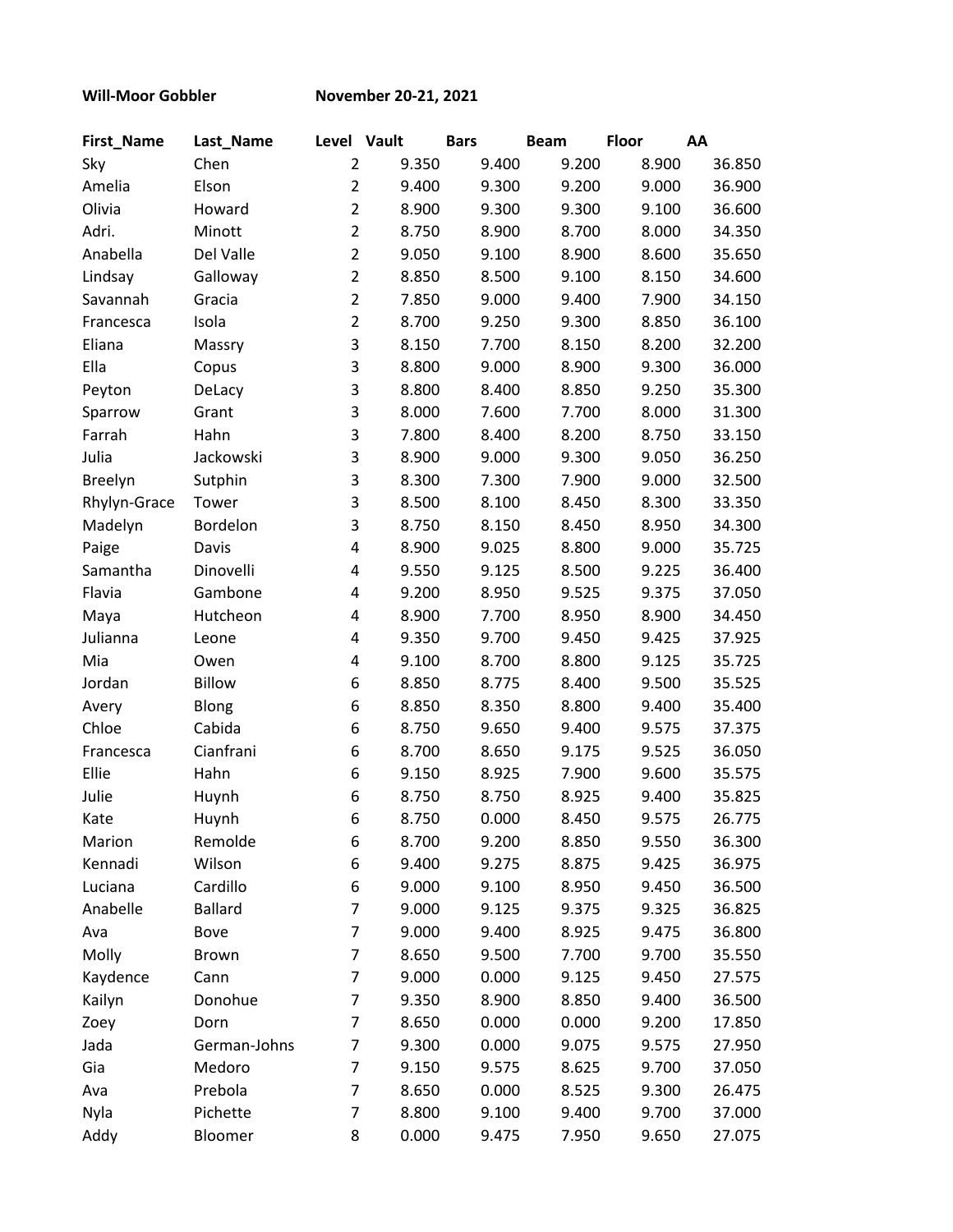**Will-Moor Gobbler** **November 20-21, 2021**

| First_Name | Last_Name | Level | Vault | Bars | Beam | Floor | AA |
|---|---|---|---|---|---|---|---|
| Sky | Chen | 2 | 9.350 | 9.400 | 9.200 | 8.900 | 36.850 |
| Amelia | Elson | 2 | 9.400 | 9.300 | 9.200 | 9.000 | 36.900 |
| Olivia | Howard | 2 | 8.900 | 9.300 | 9.300 | 9.100 | 36.600 |
| Adri. | Minott | 2 | 8.750 | 8.900 | 8.700 | 8.000 | 34.350 |
| Anabella | Del Valle | 2 | 9.050 | 9.100 | 8.900 | 8.600 | 35.650 |
| Lindsay | Galloway | 2 | 8.850 | 8.500 | 9.100 | 8.150 | 34.600 |
| Savannah | Gracia | 2 | 7.850 | 9.000 | 9.400 | 7.900 | 34.150 |
| Francesca | Isola | 2 | 8.700 | 9.250 | 9.300 | 8.850 | 36.100 |
| Eliana | Massry | 3 | 8.150 | 7.700 | 8.150 | 8.200 | 32.200 |
| Ella | Copus | 3 | 8.800 | 9.000 | 8.900 | 9.300 | 36.000 |
| Peyton | DeLacy | 3 | 8.800 | 8.400 | 8.850 | 9.250 | 35.300 |
| Sparrow | Grant | 3 | 8.000 | 7.600 | 7.700 | 8.000 | 31.300 |
| Farrah | Hahn | 3 | 7.800 | 8.400 | 8.200 | 8.750 | 33.150 |
| Julia | Jackowski | 3 | 8.900 | 9.000 | 9.300 | 9.050 | 36.250 |
| Breelyn | Sutphin | 3 | 8.300 | 7.300 | 7.900 | 9.000 | 32.500 |
| Rhylyn-Grace | Tower | 3 | 8.500 | 8.100 | 8.450 | 8.300 | 33.350 |
| Madelyn | Bordelon | 3 | 8.750 | 8.150 | 8.450 | 8.950 | 34.300 |
| Paige | Davis | 4 | 8.900 | 9.025 | 8.800 | 9.000 | 35.725 |
| Samantha | Dinovelli | 4 | 9.550 | 9.125 | 8.500 | 9.225 | 36.400 |
| Flavia | Gambone | 4 | 9.200 | 8.950 | 9.525 | 9.375 | 37.050 |
| Maya | Hutcheon | 4 | 8.900 | 7.700 | 8.950 | 8.900 | 34.450 |
| Julianna | Leone | 4 | 9.350 | 9.700 | 9.450 | 9.425 | 37.925 |
| Mia | Owen | 4 | 9.100 | 8.700 | 8.800 | 9.125 | 35.725 |
| Jordan | Billow | 6 | 8.850 | 8.775 | 8.400 | 9.500 | 35.525 |
| Avery | Blong | 6 | 8.850 | 8.350 | 8.800 | 9.400 | 35.400 |
| Chloe | Cabida | 6 | 8.750 | 9.650 | 9.400 | 9.575 | 37.375 |
| Francesca | Cianfrani | 6 | 8.700 | 8.650 | 9.175 | 9.525 | 36.050 |
| Ellie | Hahn | 6 | 9.150 | 8.925 | 7.900 | 9.600 | 35.575 |
| Julie | Huynh | 6 | 8.750 | 8.750 | 8.925 | 9.400 | 35.825 |
| Kate | Huynh | 6 | 8.750 | 0.000 | 8.450 | 9.575 | 26.775 |
| Marion | Remolde | 6 | 8.700 | 9.200 | 8.850 | 9.550 | 36.300 |
| Kennadi | Wilson | 6 | 9.400 | 9.275 | 8.875 | 9.425 | 36.975 |
| Luciana | Cardillo | 6 | 9.000 | 9.100 | 8.950 | 9.450 | 36.500 |
| Anabelle | Ballard | 7 | 9.000 | 9.125 | 9.375 | 9.325 | 36.825 |
| Ava | Bove | 7 | 9.000 | 9.400 | 8.925 | 9.475 | 36.800 |
| Molly | Brown | 7 | 8.650 | 9.500 | 7.700 | 9.700 | 35.550 |
| Kaydence | Cann | 7 | 9.000 | 0.000 | 9.125 | 9.450 | 27.575 |
| Kailyn | Donohue | 7 | 9.350 | 8.900 | 8.850 | 9.400 | 36.500 |
| Zoey | Dorn | 7 | 8.650 | 0.000 | 0.000 | 9.200 | 17.850 |
| Jada | German-Johns | 7 | 9.300 | 0.000 | 9.075 | 9.575 | 27.950 |
| Gia | Medoro | 7 | 9.150 | 9.575 | 8.625 | 9.700 | 37.050 |
| Ava | Prebola | 7 | 8.650 | 0.000 | 8.525 | 9.300 | 26.475 |
| Nyla | Pichette | 7 | 8.800 | 9.100 | 9.400 | 9.700 | 37.000 |
| Addy | Bloomer | 8 | 0.000 | 9.475 | 7.950 | 9.650 | 27.075 |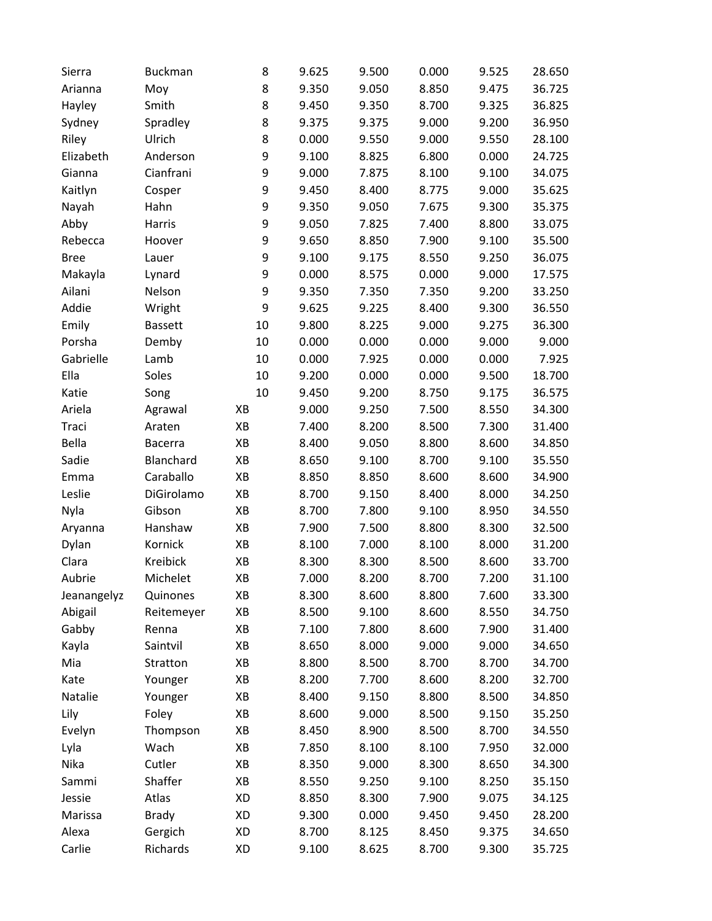| | | | | | | | |
|---|---|---|---|---|---|---|---|
| Sierra | Buckman | 8 | 9.625 | 9.500 | 0.000 | 9.525 | 28.650 |
| Arianna | Moy | 8 | 9.350 | 9.050 | 8.850 | 9.475 | 36.725 |
| Hayley | Smith | 8 | 9.450 | 9.350 | 8.700 | 9.325 | 36.825 |
| Sydney | Spradley | 8 | 9.375 | 9.375 | 9.000 | 9.200 | 36.950 |
| Riley | Ulrich | 8 | 0.000 | 9.550 | 9.000 | 9.550 | 28.100 |
| Elizabeth | Anderson | 9 | 9.100 | 8.825 | 6.800 | 0.000 | 24.725 |
| Gianna | Cianfrani | 9 | 9.000 | 7.875 | 8.100 | 9.100 | 34.075 |
| Kaitlyn | Cosper | 9 | 9.450 | 8.400 | 8.775 | 9.000 | 35.625 |
| Nayah | Hahn | 9 | 9.350 | 9.050 | 7.675 | 9.300 | 35.375 |
| Abby | Harris | 9 | 9.050 | 7.825 | 7.400 | 8.800 | 33.075 |
| Rebecca | Hoover | 9 | 9.650 | 8.850 | 7.900 | 9.100 | 35.500 |
| Bree | Lauer | 9 | 9.100 | 9.175 | 8.550 | 9.250 | 36.075 |
| Makayla | Lynard | 9 | 0.000 | 8.575 | 0.000 | 9.000 | 17.575 |
| Ailani | Nelson | 9 | 9.350 | 7.350 | 7.350 | 9.200 | 33.250 |
| Addie | Wright | 9 | 9.625 | 9.225 | 8.400 | 9.300 | 36.550 |
| Emily | Bassett | 10 | 9.800 | 8.225 | 9.000 | 9.275 | 36.300 |
| Porsha | Demby | 10 | 0.000 | 0.000 | 0.000 | 9.000 | 9.000 |
| Gabrielle | Lamb | 10 | 0.000 | 7.925 | 0.000 | 0.000 | 7.925 |
| Ella | Soles | 10 | 9.200 | 0.000 | 0.000 | 9.500 | 18.700 |
| Katie | Song | 10 | 9.450 | 9.200 | 8.750 | 9.175 | 36.575 |
| Ariela | Agrawal | XB | 9.000 | 9.250 | 7.500 | 8.550 | 34.300 |
| Traci | Araten | XB | 7.400 | 8.200 | 8.500 | 7.300 | 31.400 |
| Bella | Bacerra | XB | 8.400 | 9.050 | 8.800 | 8.600 | 34.850 |
| Sadie | Blanchard | XB | 8.650 | 9.100 | 8.700 | 9.100 | 35.550 |
| Emma | Caraballo | XB | 8.850 | 8.850 | 8.600 | 8.600 | 34.900 |
| Leslie | DiGirolamo | XB | 8.700 | 9.150 | 8.400 | 8.000 | 34.250 |
| Nyla | Gibson | XB | 8.700 | 7.800 | 9.100 | 8.950 | 34.550 |
| Aryanna | Hanshaw | XB | 7.900 | 7.500 | 8.800 | 8.300 | 32.500 |
| Dylan | Kornick | XB | 8.100 | 7.000 | 8.100 | 8.000 | 31.200 |
| Clara | Kreibick | XB | 8.300 | 8.300 | 8.500 | 8.600 | 33.700 |
| Aubrie | Michelet | XB | 7.000 | 8.200 | 8.700 | 7.200 | 31.100 |
| Jeanangelyz | Quinones | XB | 8.300 | 8.600 | 8.800 | 7.600 | 33.300 |
| Abigail | Reitemeyer | XB | 8.500 | 9.100 | 8.600 | 8.550 | 34.750 |
| Gabby | Renna | XB | 7.100 | 7.800 | 8.600 | 7.900 | 31.400 |
| Kayla | Saintvil | XB | 8.650 | 8.000 | 9.000 | 9.000 | 34.650 |
| Mia | Stratton | XB | 8.800 | 8.500 | 8.700 | 8.700 | 34.700 |
| Kate | Younger | XB | 8.200 | 7.700 | 8.600 | 8.200 | 32.700 |
| Natalie | Younger | XB | 8.400 | 9.150 | 8.800 | 8.500 | 34.850 |
| Lily | Foley | XB | 8.600 | 9.000 | 8.500 | 9.150 | 35.250 |
| Evelyn | Thompson | XB | 8.450 | 8.900 | 8.500 | 8.700 | 34.550 |
| Lyla | Wach | XB | 7.850 | 8.100 | 8.100 | 7.950 | 32.000 |
| Nika | Cutler | XB | 8.350 | 9.000 | 8.300 | 8.650 | 34.300 |
| Sammi | Shaffer | XB | 8.550 | 9.250 | 9.100 | 8.250 | 35.150 |
| Jessie | Atlas | XD | 8.850 | 8.300 | 7.900 | 9.075 | 34.125 |
| Marissa | Brady | XD | 9.300 | 0.000 | 9.450 | 9.450 | 28.200 |
| Alexa | Gergich | XD | 8.700 | 8.125 | 8.450 | 9.375 | 34.650 |
| Carlie | Richards | XD | 9.100 | 8.625 | 8.700 | 9.300 | 35.725 |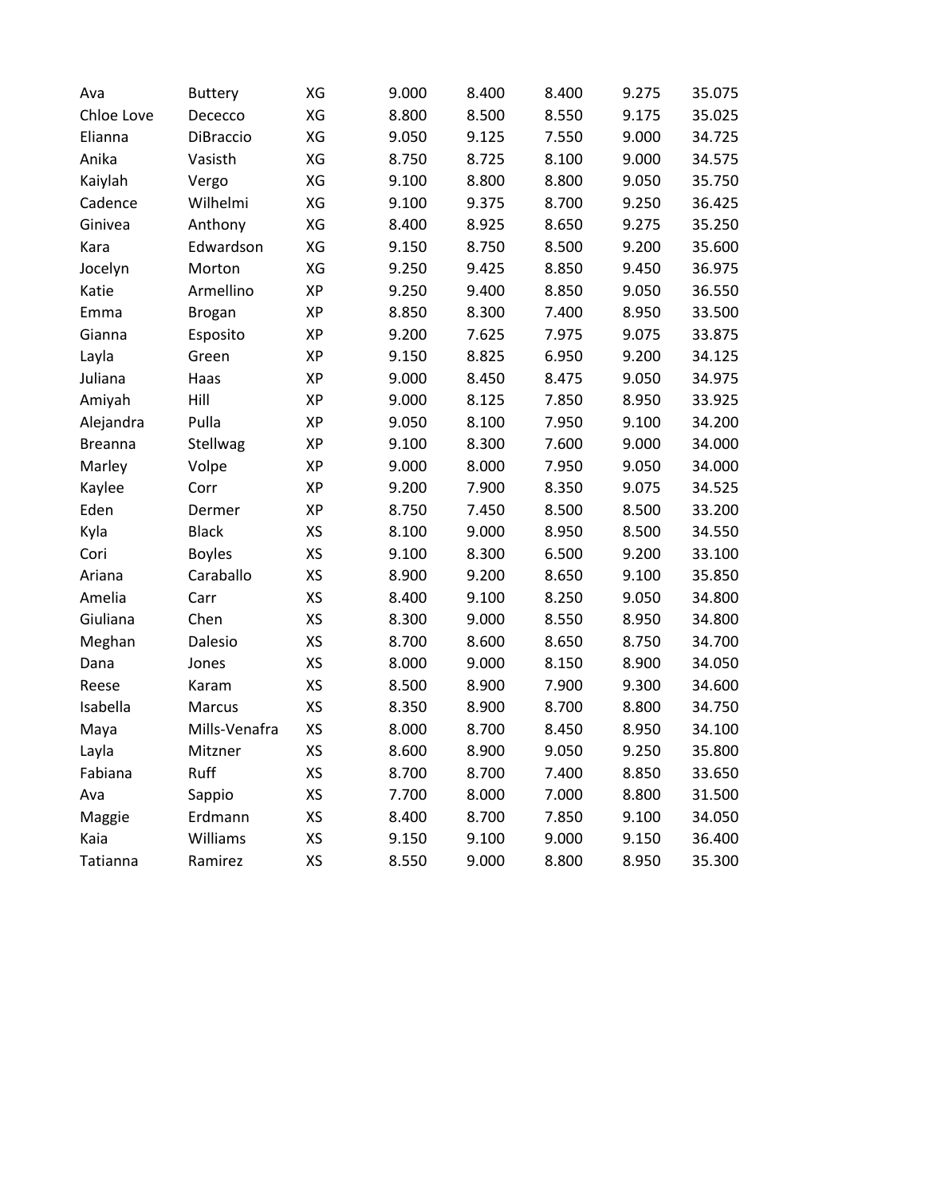| | | | | | | | |
|---|---|---|---|---|---|---|---|
| Ava | Buttery | XG | 9.000 | 8.400 | 8.400 | 9.275 | 35.075 |
| Chloe Love | Dececco | XG | 8.800 | 8.500 | 8.550 | 9.175 | 35.025 |
| Elianna | DiBraccio | XG | 9.050 | 9.125 | 7.550 | 9.000 | 34.725 |
| Anika | Vasisth | XG | 8.750 | 8.725 | 8.100 | 9.000 | 34.575 |
| Kaiylah | Vergo | XG | 9.100 | 8.800 | 8.800 | 9.050 | 35.750 |
| Cadence | Wilhelmi | XG | 9.100 | 9.375 | 8.700 | 9.250 | 36.425 |
| Ginivea | Anthony | XG | 8.400 | 8.925 | 8.650 | 9.275 | 35.250 |
| Kara | Edwardson | XG | 9.150 | 8.750 | 8.500 | 9.200 | 35.600 |
| Jocelyn | Morton | XG | 9.250 | 9.425 | 8.850 | 9.450 | 36.975 |
| Katie | Armellino | XP | 9.250 | 9.400 | 8.850 | 9.050 | 36.550 |
| Emma | Brogan | XP | 8.850 | 8.300 | 7.400 | 8.950 | 33.500 |
| Gianna | Esposito | XP | 9.200 | 7.625 | 7.975 | 9.075 | 33.875 |
| Layla | Green | XP | 9.150 | 8.825 | 6.950 | 9.200 | 34.125 |
| Juliana | Haas | XP | 9.000 | 8.450 | 8.475 | 9.050 | 34.975 |
| Amiyah | Hill | XP | 9.000 | 8.125 | 7.850 | 8.950 | 33.925 |
| Alejandra | Pulla | XP | 9.050 | 8.100 | 7.950 | 9.100 | 34.200 |
| Breanna | Stellwag | XP | 9.100 | 8.300 | 7.600 | 9.000 | 34.000 |
| Marley | Volpe | XP | 9.000 | 8.000 | 7.950 | 9.050 | 34.000 |
| Kaylee | Corr | XP | 9.200 | 7.900 | 8.350 | 9.075 | 34.525 |
| Eden | Dermer | XP | 8.750 | 7.450 | 8.500 | 8.500 | 33.200 |
| Kyla | Black | XS | 8.100 | 9.000 | 8.950 | 8.500 | 34.550 |
| Cori | Boyles | XS | 9.100 | 8.300 | 6.500 | 9.200 | 33.100 |
| Ariana | Caraballo | XS | 8.900 | 9.200 | 8.650 | 9.100 | 35.850 |
| Amelia | Carr | XS | 8.400 | 9.100 | 8.250 | 9.050 | 34.800 |
| Giuliana | Chen | XS | 8.300 | 9.000 | 8.550 | 8.950 | 34.800 |
| Meghan | Dalesio | XS | 8.700 | 8.600 | 8.650 | 8.750 | 34.700 |
| Dana | Jones | XS | 8.000 | 9.000 | 8.150 | 8.900 | 34.050 |
| Reese | Karam | XS | 8.500 | 8.900 | 7.900 | 9.300 | 34.600 |
| Isabella | Marcus | XS | 8.350 | 8.900 | 8.700 | 8.800 | 34.750 |
| Maya | Mills-Venafra | XS | 8.000 | 8.700 | 8.450 | 8.950 | 34.100 |
| Layla | Mitzner | XS | 8.600 | 8.900 | 9.050 | 9.250 | 35.800 |
| Fabiana | Ruff | XS | 8.700 | 8.700 | 7.400 | 8.850 | 33.650 |
| Ava | Sappio | XS | 7.700 | 8.000 | 7.000 | 8.800 | 31.500 |
| Maggie | Erdmann | XS | 8.400 | 8.700 | 7.850 | 9.100 | 34.050 |
| Kaia | Williams | XS | 9.150 | 9.100 | 9.000 | 9.150 | 36.400 |
| Tatianna | Ramirez | XS | 8.550 | 9.000 | 8.800 | 8.950 | 35.300 |